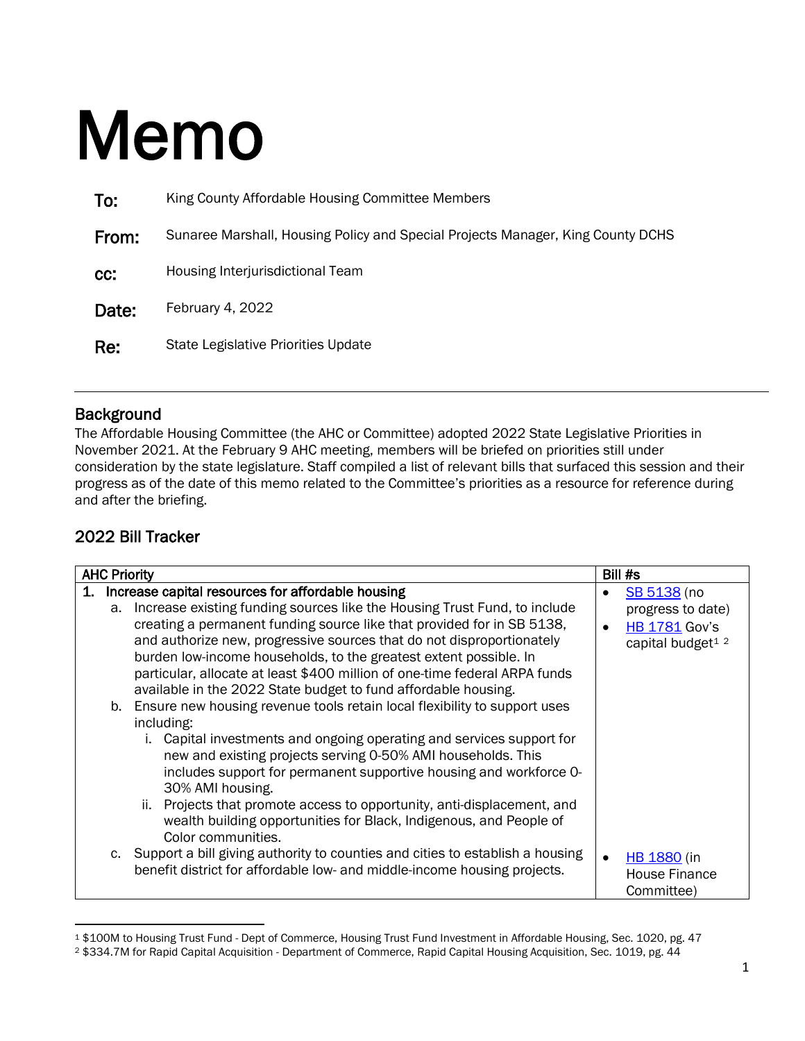# Memo

**To:** King County Affordable Housing Committee Members

**From:** Sunaree Marshall, Housing Policy and Special Projects Manager, King County DCHS

**cc:** Housing Interjurisdictional Team

**Date:** February 4, 2022

**Re:** State Legislative Priorities Update

## Background

The Affordable Housing Committee (the AHC or Committee) adopted 2022 State Legislative Priorities in November 2021. At the February 9 AHC meeting, members will be briefed on priorities still under consideration by the state legislature. Staff compiled a list of relevant bills that surfaced this session and their progress as of the date of this memo related to the Committee's priorities as a resource for reference during and after the briefing.

## 2022 Bill Tracker

| AHC Priority | Bill #s |
| --- | --- |
| **1. Increase capital resources for affordable housing**<br>a. Increase existing funding sources like the Housing Trust Fund, to include creating a permanent funding source like that provided for in SB 5138, and authorize new, progressive sources that do not disproportionately burden low-income households, to the greatest extent possible. In particular, allocate at least $400 million of one-time federal ARPA funds available in the 2022 State budget to fund affordable housing.<br>b. Ensure new housing revenue tools retain local flexibility to support uses including:<br>i. Capital investments and ongoing operating and services support for new and existing projects serving 0-50% AMI households. This includes support for permanent supportive housing and workforce 0-30% AMI housing.<br>ii. Projects that promote access to opportunity, anti-displacement, and wealth building opportunities for Black, Indigenous, and People of Color communities. | • SB 5138 (no progress to date)<br>• HB 1781 Gov's capital budget[1] [2] |
| c. Support a bill giving authority to counties and cities to establish a housing benefit district for affordable low- and middle-income housing projects. | • HB 1880 (in House Finance Committee) |

[1] $100M to Housing Trust Fund - Dept of Commerce, Housing Trust Fund Investment in Affordable Housing, Sec. 1020, pg. 47

[2] $334.7M for Rapid Capital Acquisition - Department of Commerce, Rapid Capital Housing Acquisition, Sec. 1019, pg. 44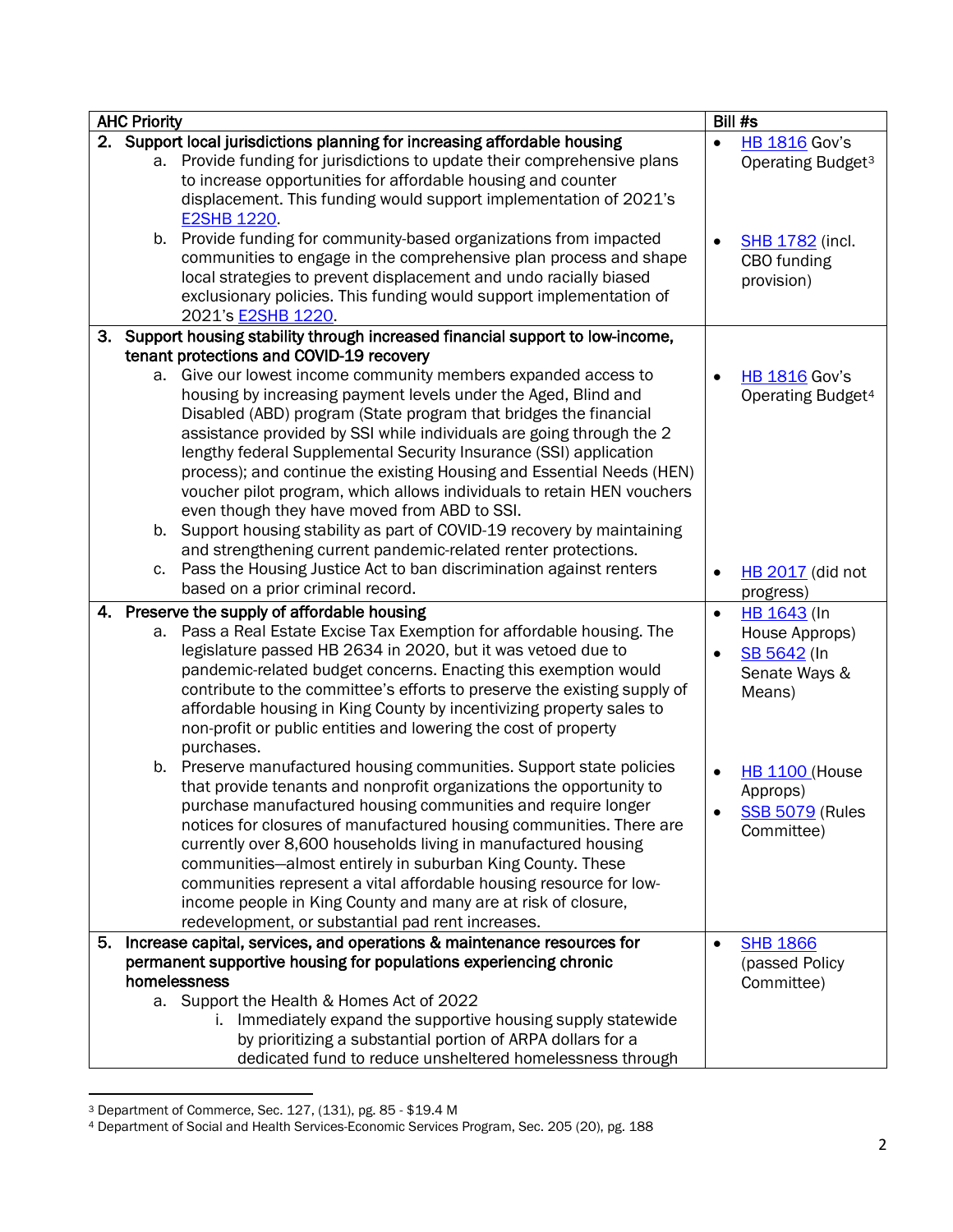| AHC Priority | Bill #s |
|---|---|
| **2. Support local jurisdictions planning for increasing affordable housing**<br>a. Provide funding for jurisdictions to update their comprehensive plans to increase opportunities for affordable housing and counter displacement. This funding would support implementation of 2021's E2SHB 1220.<br>b. Provide funding for community-based organizations from impacted communities to engage in the comprehensive plan process and shape local strategies to prevent displacement and undo racially biased exclusionary policies. This funding would support implementation of 2021's E2SHB 1220. | • HB 1816 Gov's Operating Budget[3]<br>• SHB 1782 (incl. CBO funding provision) |
| **3. Support housing stability through increased financial support to low-income, tenant protections and COVID-19 recovery**<br>a. Give our lowest income community members expanded access to housing by increasing payment levels under the Aged, Blind and Disabled (ABD) program (State program that bridges the financial assistance provided by SSI while individuals are going through the 2 lengthy federal Supplemental Security Insurance (SSI) application process); and continue the existing Housing and Essential Needs (HEN) voucher pilot program, which allows individuals to retain HEN vouchers even though they have moved from ABD to SSI.<br>b. Support housing stability as part of COVID-19 recovery by maintaining and strengthening current pandemic-related renter protections.<br>c. Pass the Housing Justice Act to ban discrimination against renters based on a prior criminal record. | • HB 1816 Gov's Operating Budget[4]<br>• HB 2017 (did not progress) |
| **4. Preserve the supply of affordable housing**<br>a. Pass a Real Estate Excise Tax Exemption for affordable housing. The legislature passed HB 2634 in 2020, but it was vetoed due to pandemic-related budget concerns. Enacting this exemption would contribute to the committee's efforts to preserve the existing supply of affordable housing in King County by incentivizing property sales to non-profit or public entities and lowering the cost of property purchases.<br>b. Preserve manufactured housing communities. Support state policies that provide tenants and nonprofit organizations the opportunity to purchase manufactured housing communities and require longer notices for closures of manufactured housing communities. There are currently over 8,600 households living in manufactured housing communities—almost entirely in suburban King County. These communities represent a vital affordable housing resource for low-income people in King County and many are at risk of closure, redevelopment, or substantial pad rent increases. | • HB 1643 (In House Approps)<br>• SB 5642 (In Senate Ways & Means)<br>• HB 1100 (House Approps)<br>• SSB 5079 (Rules Committee) |
| **5. Increase capital, services, and operations & maintenance resources for permanent supportive housing for populations experiencing chronic homelessness**<br>a. Support the Health & Homes Act of 2022<br>i. Immediately expand the supportive housing supply statewide by prioritizing a substantial portion of ARPA dollars for a dedicated fund to reduce unsheltered homelessness through | • SHB 1866 (passed Policy Committee) |

[3] Department of Commerce, Sec. 127, (131), pg. 85 - $19.4 M

[4] Department of Social and Health Services-Economic Services Program, Sec. 205 (20), pg. 188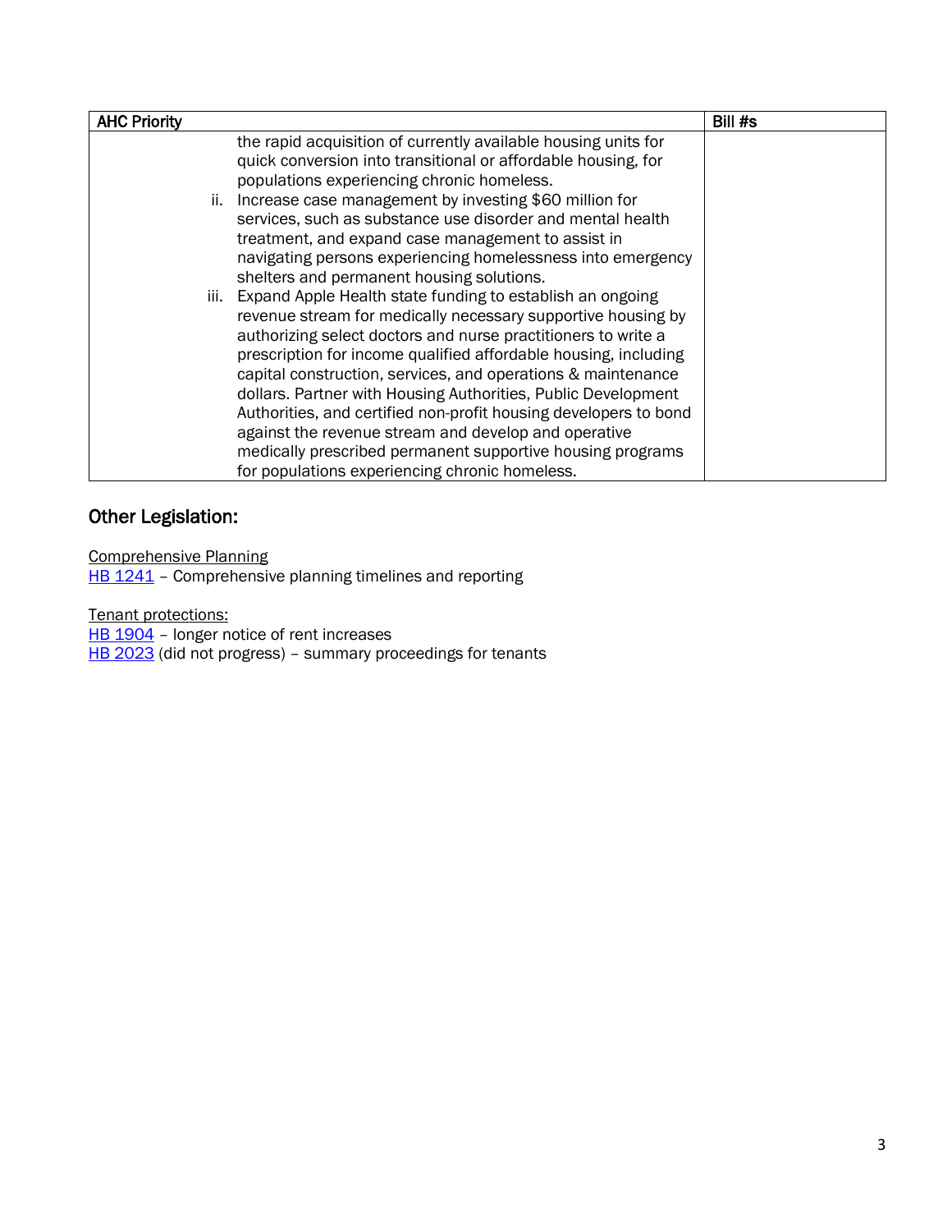| AHC Priority | Bill #s |
| --- | --- |
| the rapid acquisition of currently available housing units for quick conversion into transitional or affordable housing, for populations experiencing chronic homeless.<br>ii. Increase case management by investing $60 million for services, such as substance use disorder and mental health treatment, and expand case management to assist in navigating persons experiencing homelessness into emergency shelters and permanent housing solutions.<br>iii. Expand Apple Health state funding to establish an ongoing revenue stream for medically necessary supportive housing by authorizing select doctors and nurse practitioners to write a prescription for income qualified affordable housing, including capital construction, services, and operations & maintenance dollars. Partner with Housing Authorities, Public Development Authorities, and certified non-profit housing developers to bond against the revenue stream and develop and operative medically prescribed permanent supportive housing programs for populations experiencing chronic homeless. | |

## Other Legislation:

<u>Comprehensive Planning</u>
HB 1241 – Comprehensive planning timelines and reporting

<u>Tenant protections:</u>
HB 1904 – longer notice of rent increases
HB 2023 (did not progress) – summary proceedings for tenants